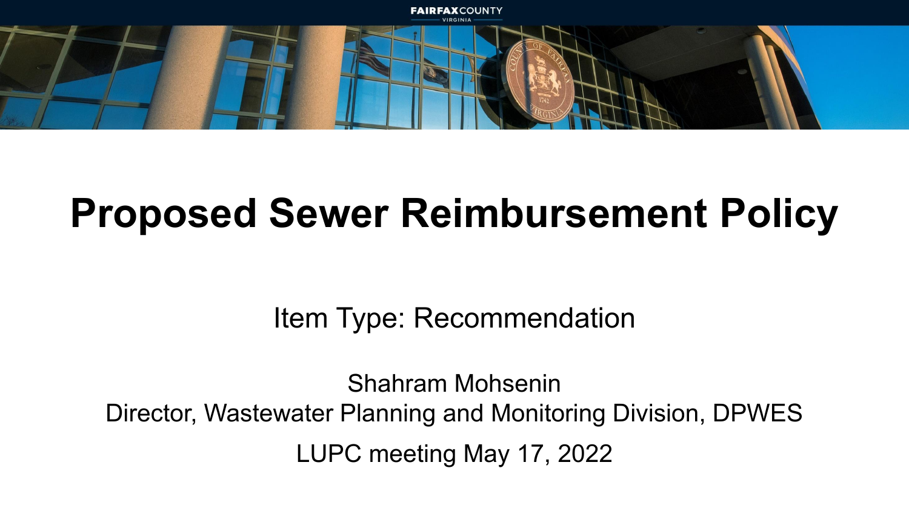# Proposed Sewer Reimbursement Policy

Item Type: Recommendation

Shahram Mohsenin
Director, Wastewater Planning and Monitoring Division, DPWES

LUPC meeting May 17, 2022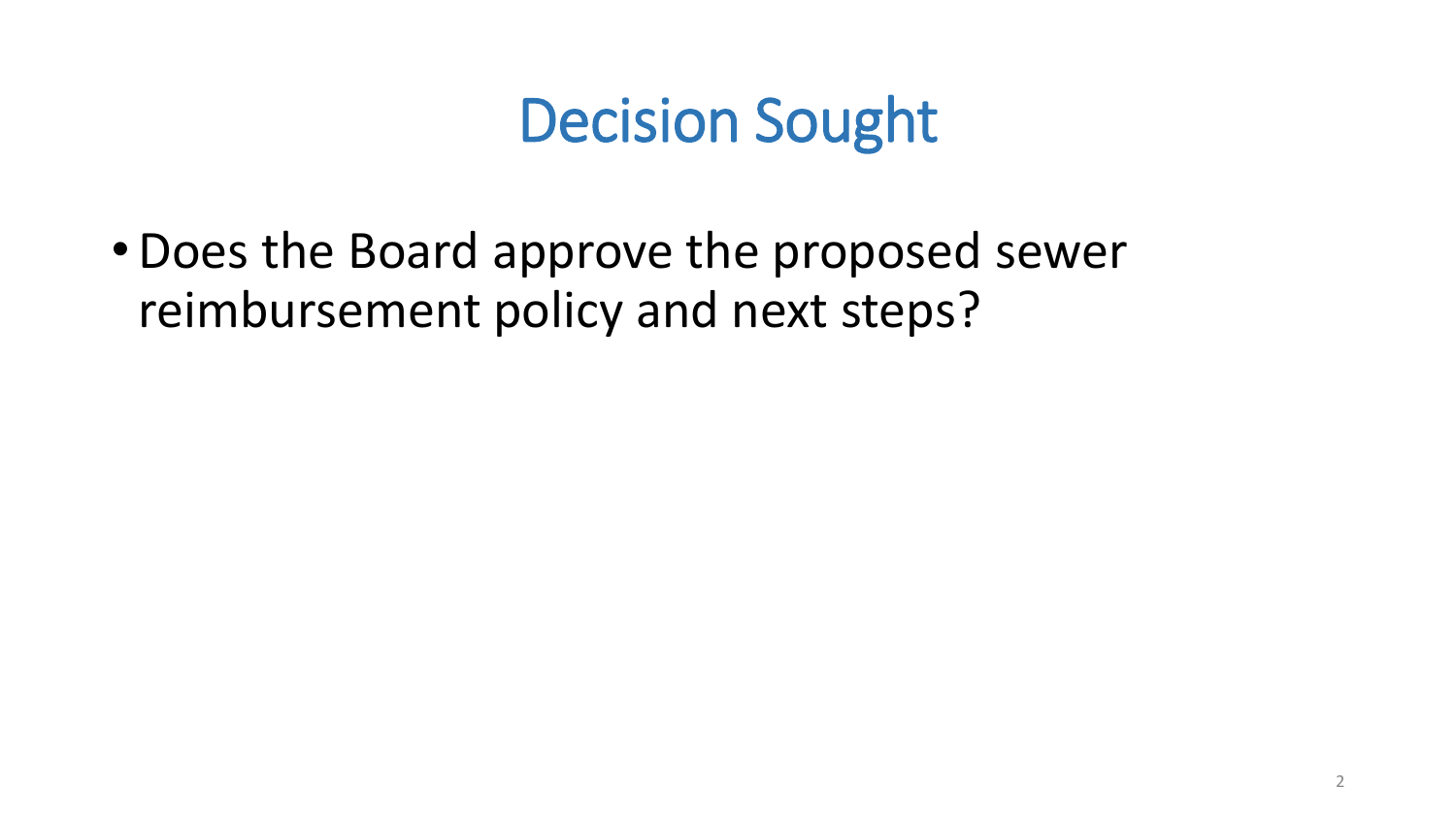# Decision Sought

- Does the Board approve the proposed sewer reimbursement policy and next steps?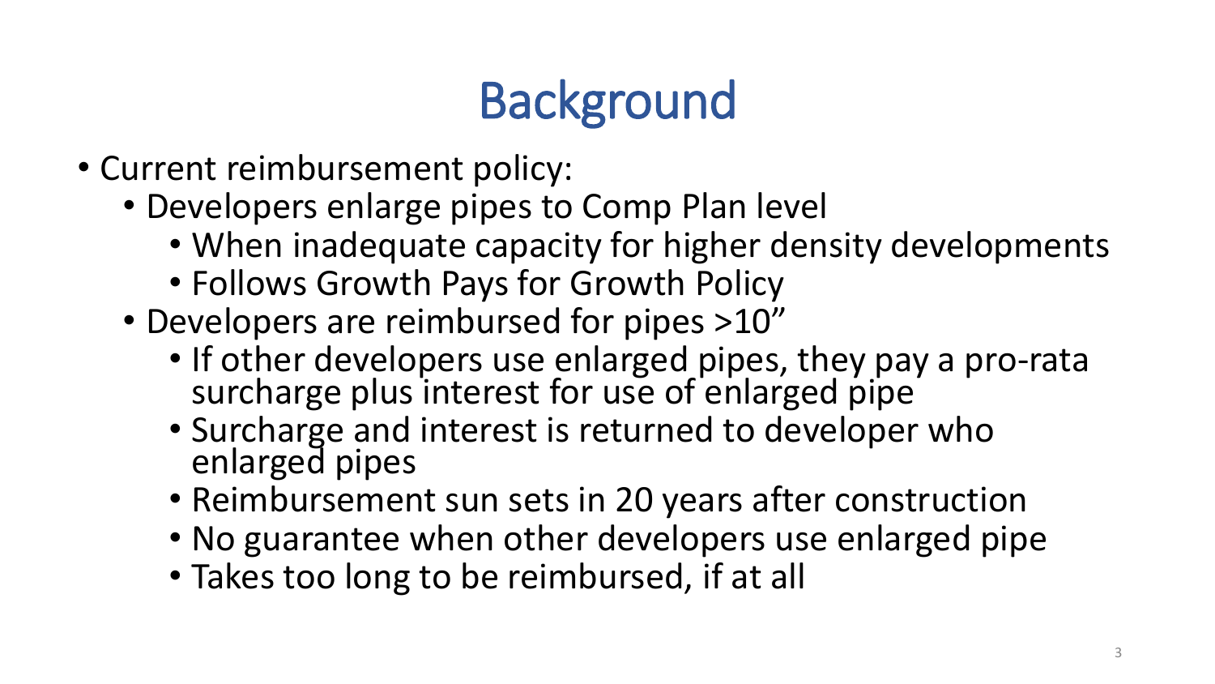# Background

- Current reimbursement policy:
  - Developers enlarge pipes to Comp Plan level
    - When inadequate capacity for higher density developments
    - Follows Growth Pays for Growth Policy
  - Developers are reimbursed for pipes >10"
    - If other developers use enlarged pipes, they pay a pro-rata surcharge plus interest for use of enlarged pipe
    - Surcharge and interest is returned to developer who enlarged pipes
    - Reimbursement sun sets in 20 years after construction
    - No guarantee when other developers use enlarged pipe
    - Takes too long to be reimbursed, if at all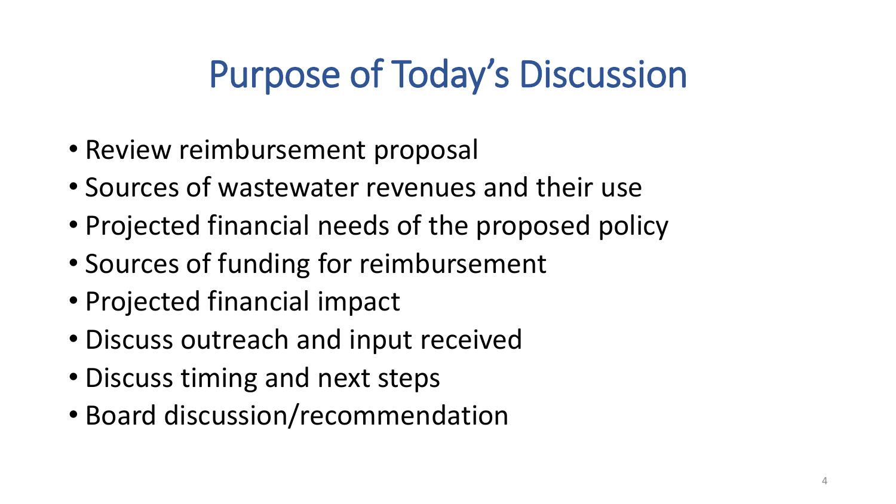# Purpose of Today's Discussion

- Review reimbursement proposal
- Sources of wastewater revenues and their use
- Projected financial needs of the proposed policy
- Sources of funding for reimbursement
- Projected financial impact
- Discuss outreach and input received
- Discuss timing and next steps
- Board discussion/recommendation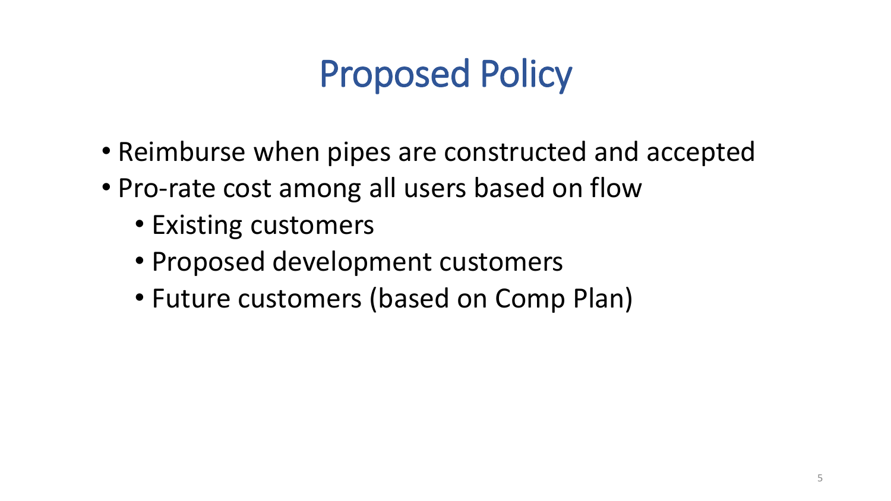# Proposed Policy

- Reimburse when pipes are constructed and accepted
- Pro-rate cost among all users based on flow
  - Existing customers
  - Proposed development customers
  - Future customers (based on Comp Plan)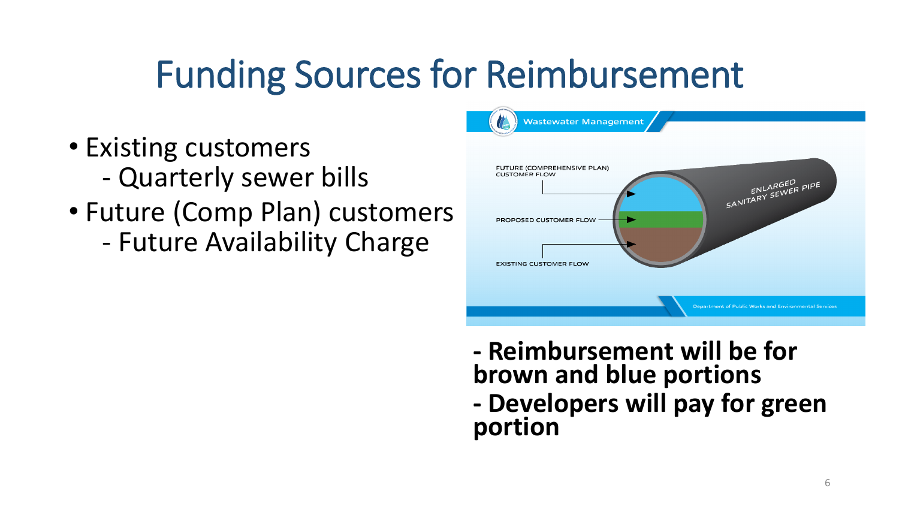# Funding Sources for Reimbursement

- Existing customers
  - Quarterly sewer bills
- Future (Comp Plan) customers
  - Future Availability Charge

Wastewater Management

FUTURE (COMPREHENSIVE PLAN) CUSTOMER FLOW

PROPOSED CUSTOMER FLOW

EXISTING CUSTOMER FLOW

ENLARGED SANITARY SEWER PIPE

Department of Public Works and Environmental Services

**- Reimbursement will be for brown and blue portions**

**- Developers will pay for green portion**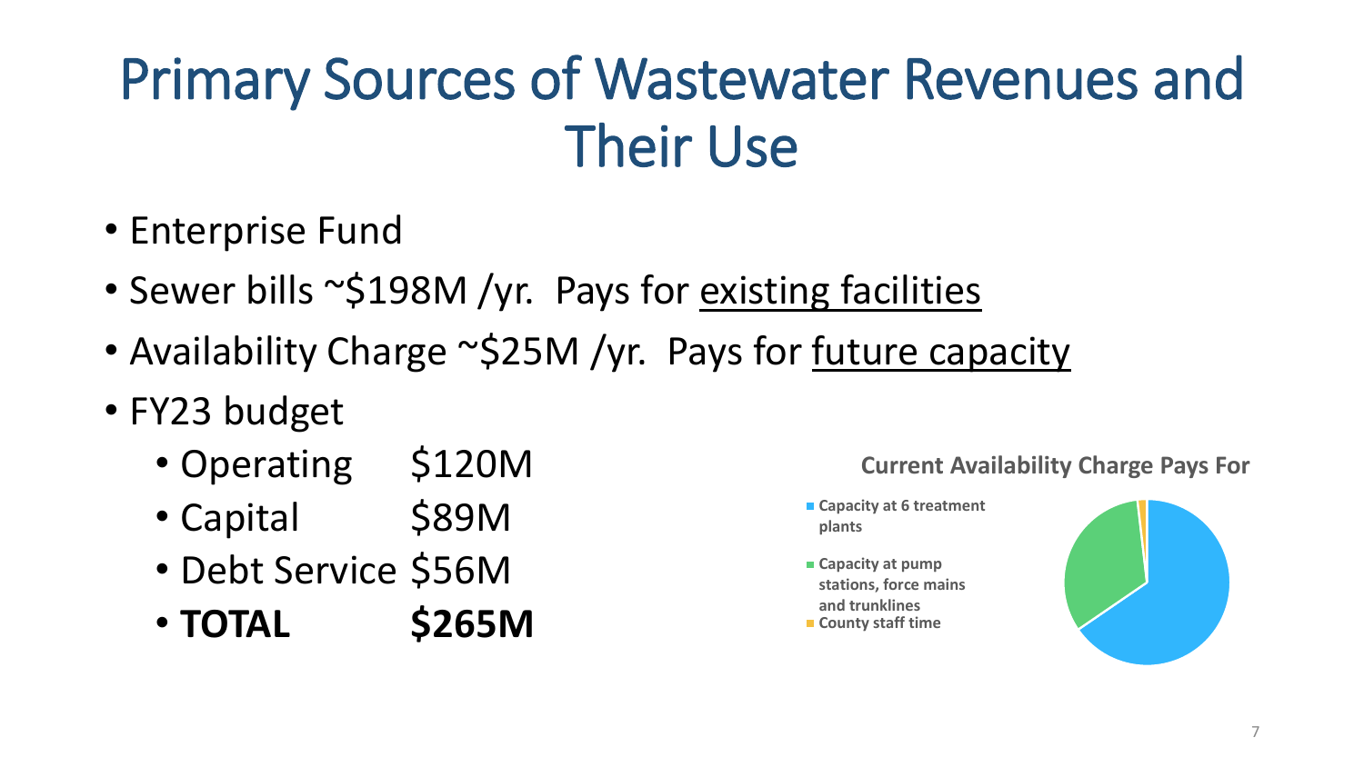# Primary Sources of Wastewater Revenues and Their Use

- Enterprise Fund
- Sewer bills ~$198M /yr. Pays for <u>existing facilities</u>
- Availability Charge ~$25M /yr. Pays for <u>future capacity</u>
- FY23 budget
  - Operating $120M
  - Capital $89M
  - Debt Service $56M
  - **TOTAL $265M**

**Current Availability Charge Pays For**

- Capacity at 6 treatment plants
- Capacity at pump stations, force mains and trunklines
- County staff time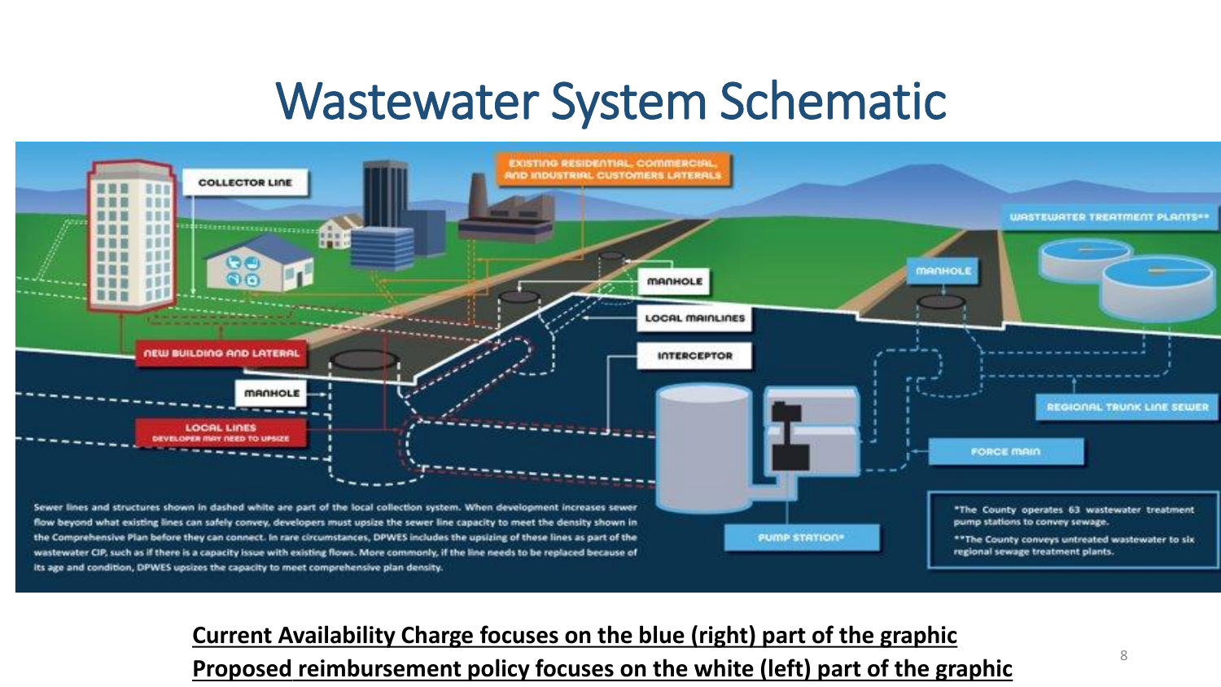# Wastewater System Schematic

COLLECTOR LINE

EXISTING RESIDENTIAL, COMMERCIAL, AND INDUSTRIAL CUSTOMERS LATERALS

WASTEWATER TREATMENT PLANTS**

MANHOLE

MANHOLE

LOCAL MAINLINES

NEW BUILDING AND LATERAL

INTERCEPTOR

MANHOLE

REGIONAL TRUNK LINE SEWER

LOCAL LINES
DEVELOPER MAY NEED TO UPSIZE

FORCE MAIN

Sewer lines and structures shown in dashed white are part of the local collection system. When development increases sewer flow beyond what existing lines can safely convey, developers must upsize the sewer line capacity to meet the density shown in the Comprehensive Plan before they can connect. In rare circumstances, DPWES includes the upsizing of these lines as part of the wastewater CIP, such as if there is a capacity issue with existing flows. More commonly, if the line needs to be replaced because of its age and condition, DPWES upsizes the capacity to meet comprehensive plan density.

PUMP STATION*

*The County operates 63 wastewater treatment pump stations to convey sewage.

**The County conveys untreated wastewater to six regional sewage treatment plants.

**Current Availability Charge focuses on the blue (right) part of the graphic**

**Proposed reimbursement policy focuses on the white (left) part of the graphic**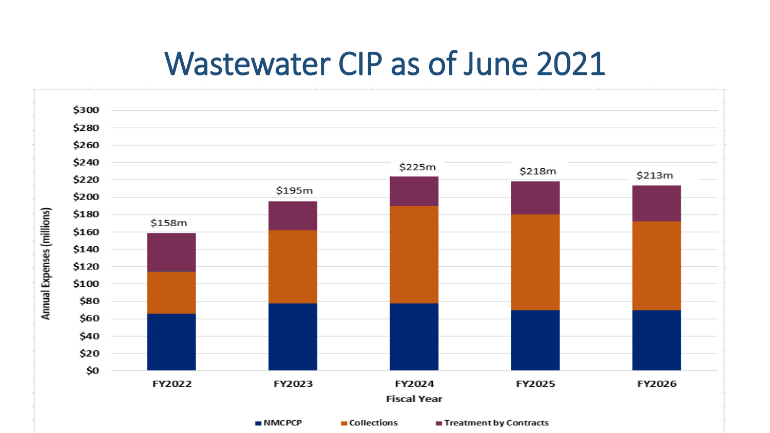# Wastewater CIP as of June 2021

Annual Expenses (millions)

$300
$280
$260
$240
$220
$200
$180
$160
$140
$120
$100
$80
$60
$40
$20
$0

$158m
$195m
$225m
$218m
$213m

FY2022 FY2023 FY2024 FY2025 FY2026

Fiscal Year

NMCPCP Collections Treatment by Contracts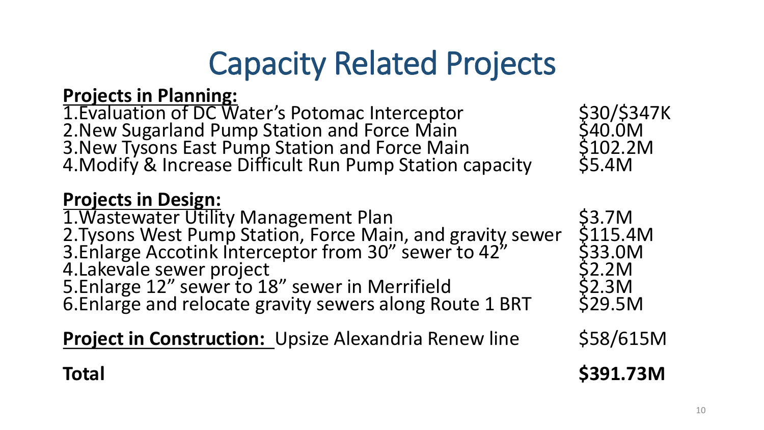# Capacity Related Projects

**Projects in Planning:**

| | |
|---|---|
| 1.Evaluation of DC Water's Potomac Interceptor | \$30/\$347K |
| 2.New Sugarland Pump Station and Force Main | \$40.0M |
| 3.New Tysons East Pump Station and Force Main | \$102.2M |
| 4.Modify & Increase Difficult Run Pump Station capacity | \$5.4M |

**Projects in Design:**

| | |
|---|---|
| 1.Wastewater Utility Management Plan | \$3.7M |
| 2.Tysons West Pump Station, Force Main, and gravity sewer | \$115.4M |
| 3.Enlarge Accotink Interceptor from 30" sewer to 42" | \$33.0M |
| 4.Lakevale sewer project | \$2.2M |
| 5.Enlarge 12" sewer to 18" sewer in Merrifield | \$2.3M |
| 6.Enlarge and relocate gravity sewers along Route 1 BRT | \$29.5M |

| | |
|---|---|
| **Project in Construction:** Upsize Alexandria Renew line | \$58/615M |
| **Total** | **\$391.73M** |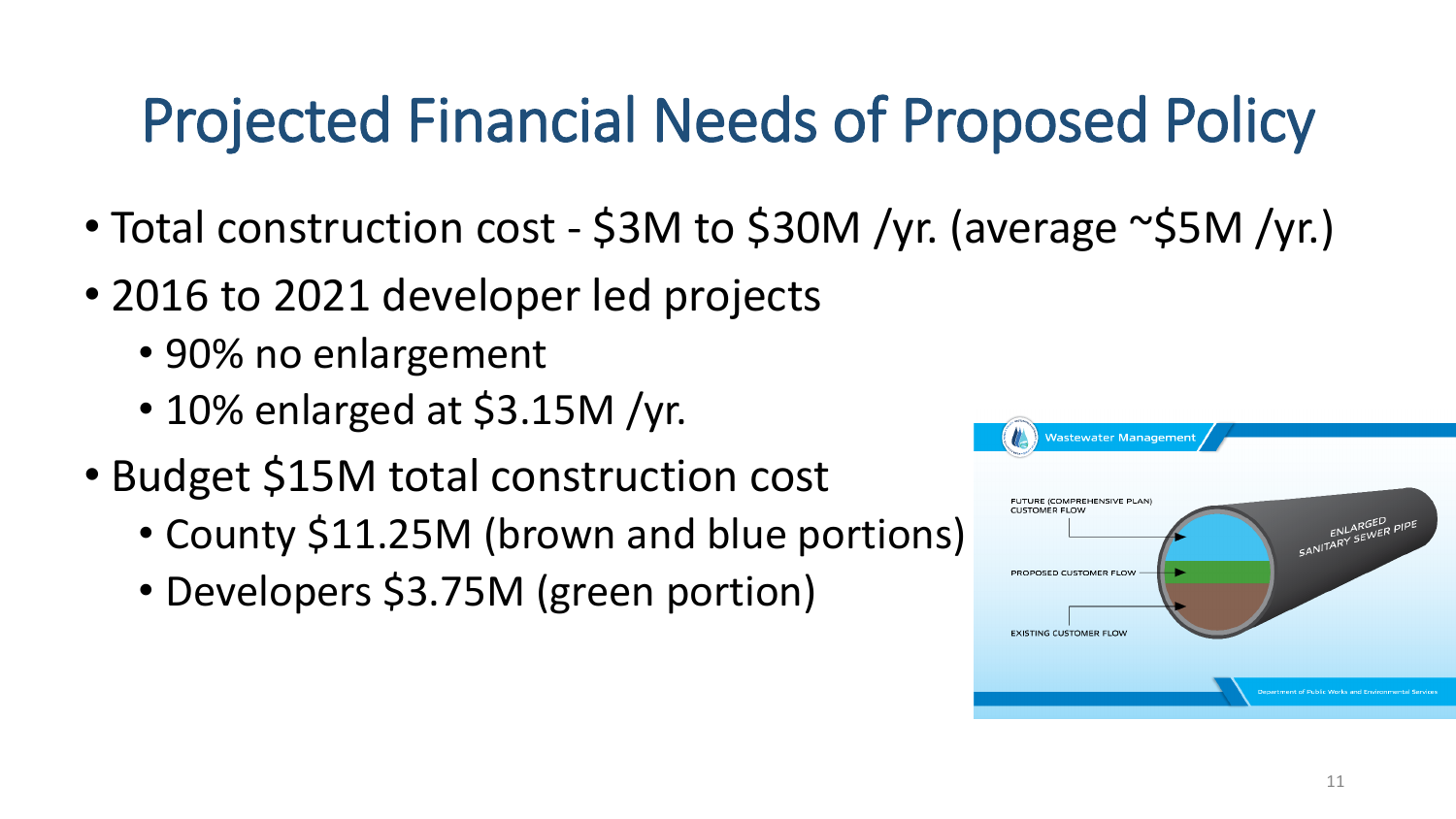# Projected Financial Needs of Proposed Policy

- Total construction cost - $3M to $30M /yr. (average ~$5M /yr.)
- 2016 to 2021 developer led projects
  - 90% no enlargement
  - 10% enlarged at $3.15M /yr.
- Budget $15M total construction cost
  - County $11.25M (brown and blue portions)
  - Developers $3.75M (green portion)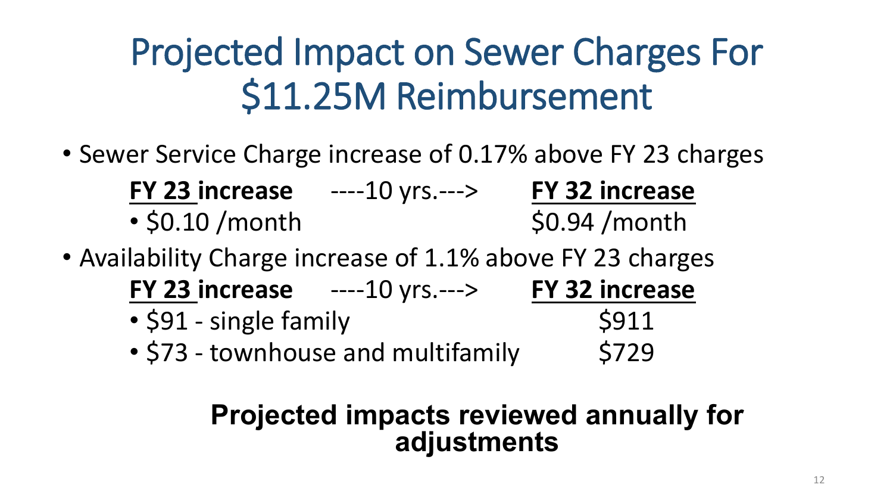# Projected Impact on Sewer Charges For $11.25M Reimbursement

- Sewer Service Charge increase of 0.17% above FY 23 charges

  **FY 23 increase** ----10 yrs.---> **FY 32 increase**

  - $0.10 /month $0.94 /month

- Availability Charge increase of 1.1% above FY 23 charges

  **FY 23 increase** ----10 yrs.---> **FY 32 increase**

  - $91 - single family $911
  - $73 - townhouse and multifamily $729

**Projected impacts reviewed annually for adjustments**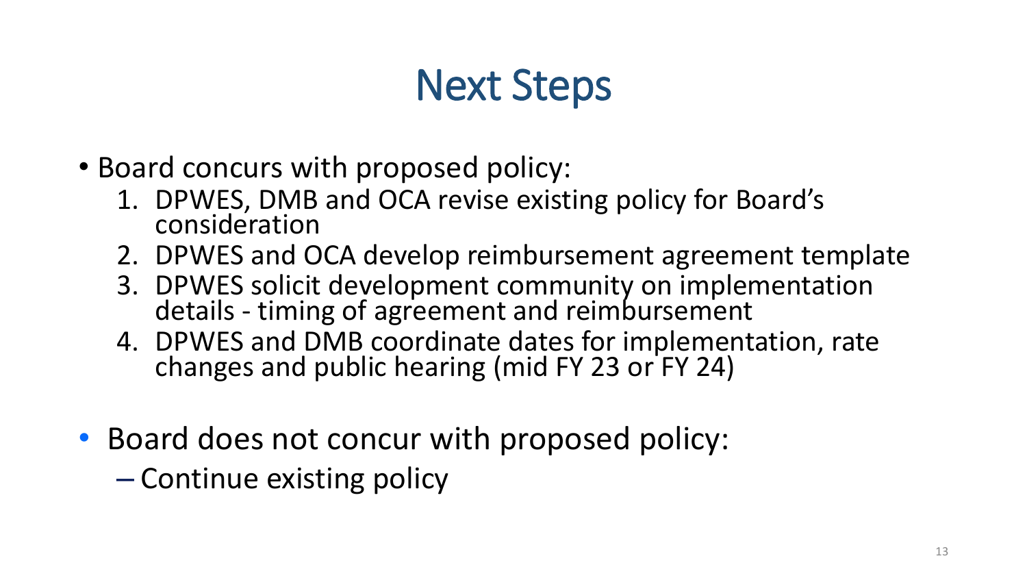# Next Steps

- Board concurs with proposed policy:
  1. DPWES, DMB and OCA revise existing policy for Board's consideration
  2. DPWES and OCA develop reimbursement agreement template
  3. DPWES solicit development community on implementation details - timing of agreement and reimbursement
  4. DPWES and DMB coordinate dates for implementation, rate changes and public hearing (mid FY 23 or FY 24)

- Board does not concur with proposed policy:
  - Continue existing policy